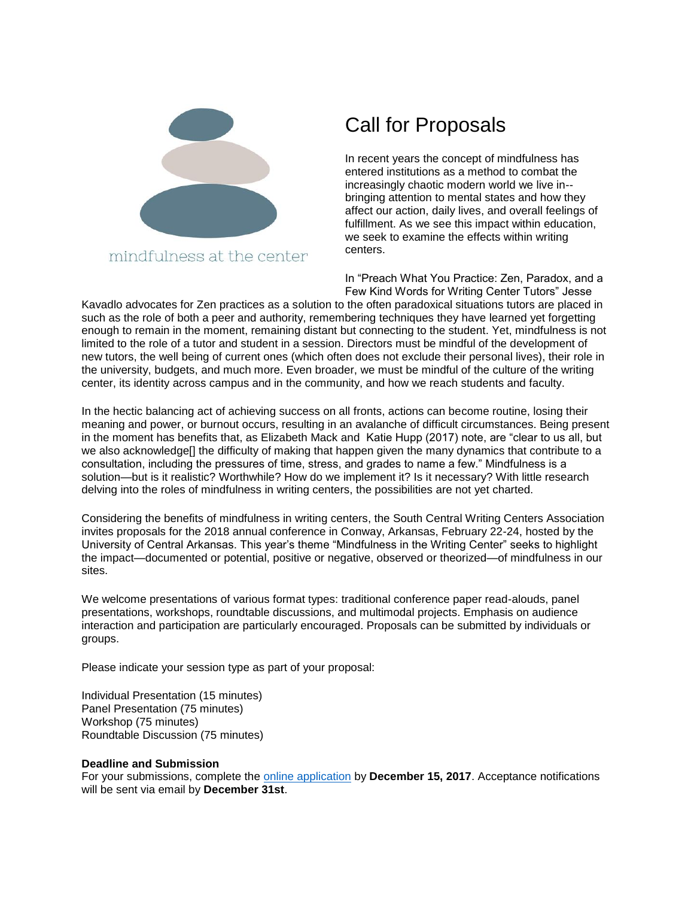mindfulness at the center

# Call for Proposals

In recent years the concept of mindfulness has entered institutions as a method to combat the increasingly chaotic modern world we live in--bringing attention to mental states and how they affect our action, daily lives, and overall feelings of fulfillment. As we see this impact within education, we seek to examine the effects within writing centers.

In “Preach What You Practice: Zen, Paradox, and a Few Kind Words for Writing Center Tutors” Jesse Kavadlo advocates for Zen practices as a solution to the often paradoxical situations tutors are placed in such as the role of both a peer and authority, remembering techniques they have learned yet forgetting enough to remain in the moment, remaining distant but connecting to the student. Yet, mindfulness is not limited to the role of a tutor and student in a session. Directors must be mindful of the development of new tutors, the well being of current ones (which often does not exclude their personal lives), their role in the university, budgets, and much more. Even broader, we must be mindful of the culture of the writing center, its identity across campus and in the community, and how we reach students and faculty.

In the hectic balancing act of achieving success on all fronts, actions can become routine, losing their meaning and power, or burnout occurs, resulting in an avalanche of difficult circumstances. Being present in the moment has benefits that, as Elizabeth Mack and Katie Hupp (2017) note, are “clear to us all, but we also acknowledge[] the difficulty of making that happen given the many dynamics that contribute to a consultation, including the pressures of time, stress, and grades to name a few.” Mindfulness is a solution—but is it realistic? Worthwhile? How do we implement it? Is it necessary? With little research delving into the roles of mindfulness in writing centers, the possibilities are not yet charted.

Considering the benefits of mindfulness in writing centers, the South Central Writing Centers Association invites proposals for the 2018 annual conference in Conway, Arkansas, February 22-24, hosted by the University of Central Arkansas. This year’s theme “Mindfulness in the Writing Center” seeks to highlight the impact—documented or potential, positive or negative, observed or theorized—of mindfulness in our sites.

We welcome presentations of various format types: traditional conference paper read-alouds, panel presentations, workshops, roundtable discussions, and multimodal projects. Emphasis on audience interaction and participation are particularly encouraged. Proposals can be submitted by individuals or groups.

Please indicate your session type as part of your proposal:

Individual Presentation (15 minutes)
Panel Presentation (75 minutes)
Workshop (75 minutes)
Roundtable Discussion (75 minutes)

**Deadline and Submission**
For your submissions, complete the online application by **December 15, 2017**. Acceptance notifications will be sent via email by **December 31st**.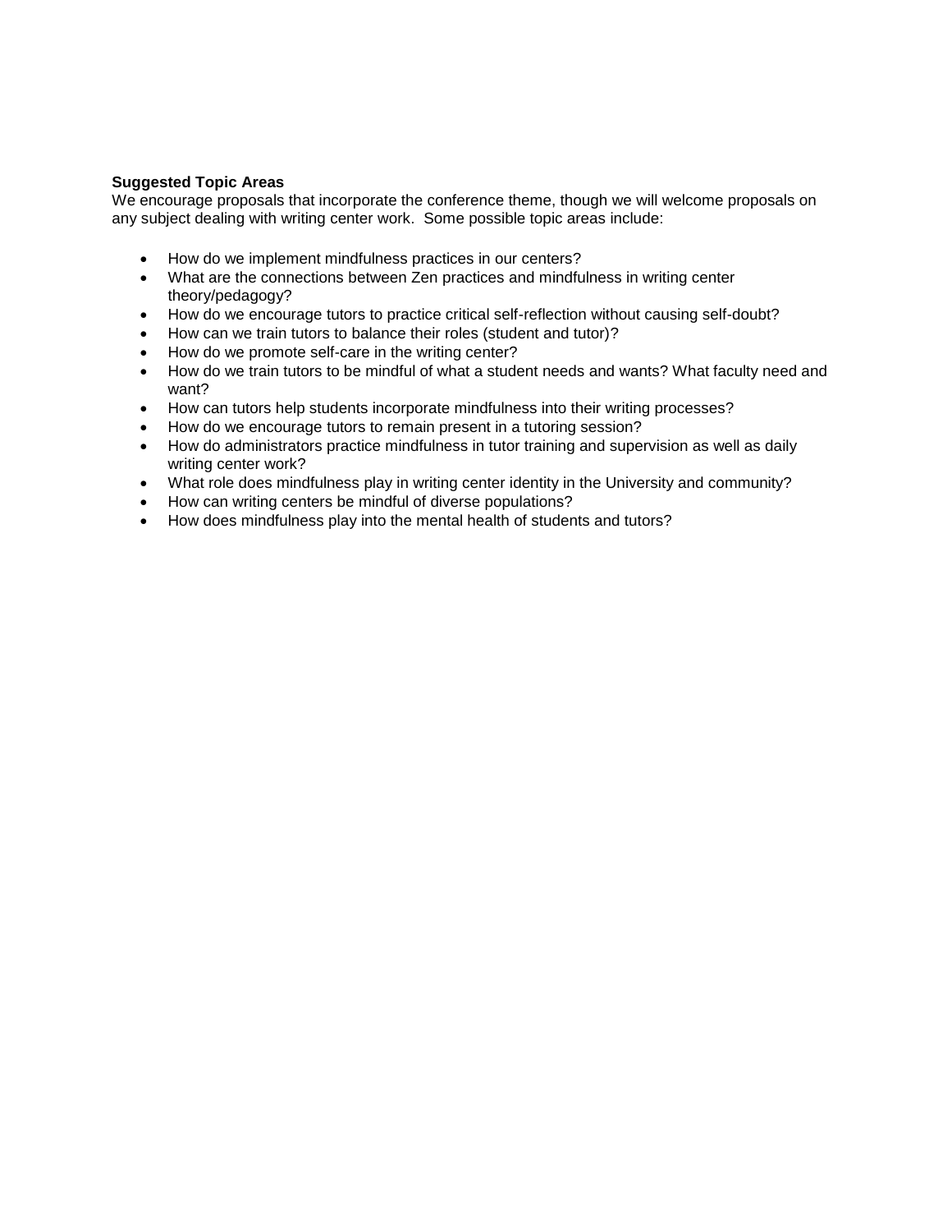**Suggested Topic Areas**

We encourage proposals that incorporate the conference theme, though we will welcome proposals on any subject dealing with writing center work. Some possible topic areas include:

- How do we implement mindfulness practices in our centers?
- What are the connections between Zen practices and mindfulness in writing center theory/pedagogy?
- How do we encourage tutors to practice critical self-reflection without causing self-doubt?
- How can we train tutors to balance their roles (student and tutor)?
- How do we promote self-care in the writing center?
- How do we train tutors to be mindful of what a student needs and wants? What faculty need and want?
- How can tutors help students incorporate mindfulness into their writing processes?
- How do we encourage tutors to remain present in a tutoring session?
- How do administrators practice mindfulness in tutor training and supervision as well as daily writing center work?
- What role does mindfulness play in writing center identity in the University and community?
- How can writing centers be mindful of diverse populations?
- How does mindfulness play into the mental health of students and tutors?